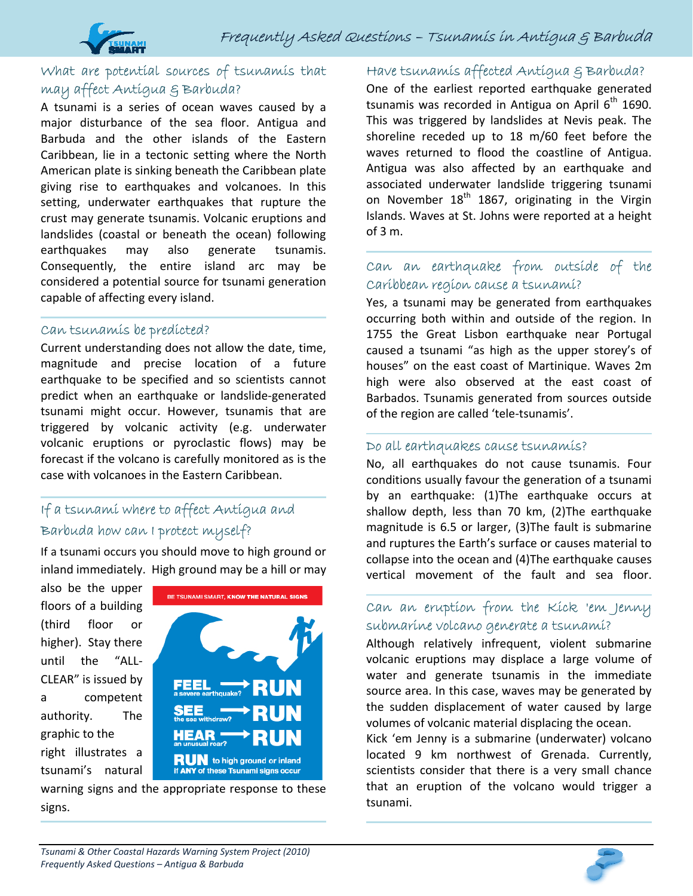## What are potential sources of tsunamis that may affect Antigua & Barbuda?

A tsunami is a series of ocean waves caused by a major disturbance of the sea floor. Antigua and Barbuda and the other islands of the Eastern Caribbean, lie in a tectonic setting where the North American plate is sinking beneath the Caribbean plate giving rise to earthquakes and volcanoes. In this setting, underwater earthquakes that rupture the crust may generate tsunamis. Volcanic eruptions and landslides (coastal or beneath the ocean) following earthquakes may also generate tsunamis. Consequently, the entire island arc may be considered a potential source for tsunami generation capable of affecting every island.

## Can tsunamis be predicted?

Current understanding does not allow the date, time, magnitude and precise location of a future earthquake to be specified and so scientists cannot predict when an earthquake or landslide-generated tsunami might occur. However, tsunamis that are triggered by volcanic activity (e.g. underwater volcanic eruptions or pyroclastic flows) may be forecast if the volcano is carefully monitored as is the case with volcanoes in the Eastern Caribbean.

## If a tsunami where to affect Antigua and Barbuda how can I protect myself?

If a tsunami occurs you should move to high ground or inland immediately. High ground may be a hill or may also be the upper floors of a building (third floor or higher). Stay there until the "ALL-CLEAR" is issued by a competent authority. The graphic to the right illustrates a tsunami's natural warning signs and the appropriate response to these signs.

BE TSUNAMI SMART, KNOW THE NATURAL SIGNS

FEEL a severe earthquake? → RUN
SEE the sea withdraw? → RUN
HEAR an unusual roar? → RUN
RUN to high ground or inland if ANY of these Tsunami signs occur

## Have tsunamis affected Antigua & Barbuda?

One of the earliest reported earthquake generated tsunamis was recorded in Antigua on April 6th 1690. This was triggered by landslides at Nevis peak. The shoreline receded up to 18 m/60 feet before the waves returned to flood the coastline of Antigua. Antigua was also affected by an earthquake and associated underwater landslide triggering tsunami on November 18th 1867, originating in the Virgin Islands. Waves at St. Johns were reported at a height of 3 m.

## Can an earthquake from outside of the Caribbean region cause a tsunami?

Yes, a tsunami may be generated from earthquakes occurring both within and outside of the region. In 1755 the Great Lisbon earthquake near Portugal caused a tsunami "as high as the upper storey's of houses" on the east coast of Martinique. Waves 2m high were also observed at the east coast of Barbados. Tsunamis generated from sources outside of the region are called 'tele-tsunamis'.

## Do all earthquakes cause tsunamis?

No, all earthquakes do not cause tsunamis. Four conditions usually favour the generation of a tsunami by an earthquake: (1)The earthquake occurs at shallow depth, less than 70 km, (2)The earthquake magnitude is 6.5 or larger, (3)The fault is submarine and ruptures the Earth's surface or causes material to collapse into the ocean and (4)The earthquake causes vertical movement of the fault and sea floor.

## Can an eruption from the Kick 'em Jenny submarine volcano generate a tsunami?

Although relatively infrequent, violent submarine volcanic eruptions may displace a large volume of water and generate tsunamis in the immediate source area. In this case, waves may be generated by the sudden displacement of water caused by large volumes of volcanic material displacing the ocean.
Kick 'em Jenny is a submarine (underwater) volcano located 9 km northwest of Grenada. Currently, scientists consider that there is a very small chance that an eruption of the volcano would trigger a tsunami.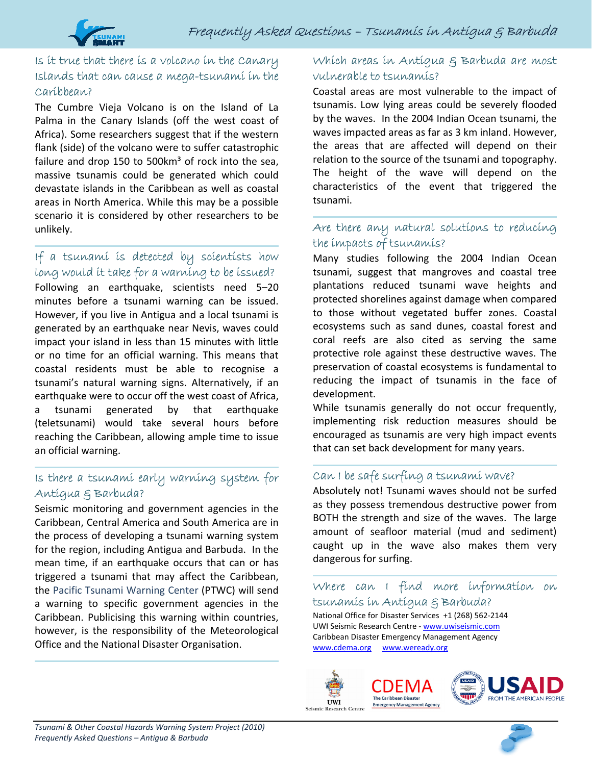## Is it true that there is a volcano in the Canary Islands that can cause a mega-tsunami in the Caribbean?

The Cumbre Vieja Volcano is on the Island of La Palma in the Canary Islands (off the west coast of Africa). Some researchers suggest that if the western flank (side) of the volcano were to suffer catastrophic failure and drop 150 to 500km³ of rock into the sea, massive tsunamis could be generated which could devastate islands in the Caribbean as well as coastal areas in North America. While this may be a possible scenario it is considered by other researchers to be unlikely.

## If a tsunami is detected by scientists how long would it take for a warning to be issued?

Following an earthquake, scientists need 5–20 minutes before a tsunami warning can be issued. However, if you live in Antigua and a local tsunami is generated by an earthquake near Nevis, waves could impact your island in less than 15 minutes with little or no time for an official warning. This means that coastal residents must be able to recognise a tsunami's natural warning signs. Alternatively, if an earthquake were to occur off the west coast of Africa, a tsunami generated by that earthquake (teletsunami) would take several hours before reaching the Caribbean, allowing ample time to issue an official warning.

## Is there a tsunami early warning system for Antigua & Barbuda?

Seismic monitoring and government agencies in the Caribbean, Central America and South America are in the process of developing a tsunami warning system for the region, including Antigua and Barbuda. In the mean time, if an earthquake occurs that can or has triggered a tsunami that may affect the Caribbean, the Pacific Tsunami Warning Center (PTWC) will send a warning to specific government agencies in the Caribbean. Publicising this warning within countries, however, is the responsibility of the Meteorological Office and the National Disaster Organisation.

## Which areas in Antigua & Barbuda are most vulnerable to tsunamis?

Coastal areas are most vulnerable to the impact of tsunamis. Low lying areas could be severely flooded by the waves. In the 2004 Indian Ocean tsunami, the waves impacted areas as far as 3 km inland. However, the areas that are affected will depend on their relation to the source of the tsunami and topography. The height of the wave will depend on the characteristics of the event that triggered the tsunami.

## Are there any natural solutions to reducing the impacts of tsunamis?

Many studies following the 2004 Indian Ocean tsunami, suggest that mangroves and coastal tree plantations reduced tsunami wave heights and protected shorelines against damage when compared to those without vegetated buffer zones. Coastal ecosystems such as sand dunes, coastal forest and coral reefs are also cited as serving the same protective role against these destructive waves. The preservation of coastal ecosystems is fundamental to reducing the impact of tsunamis in the face of development.

While tsunamis generally do not occur frequently, implementing risk reduction measures should be encouraged as tsunamis are very high impact events that can set back development for many years.

## Can I be safe surfing a tsunami wave?

Absolutely not! Tsunami waves should not be surfed as they possess tremendous destructive power from BOTH the strength and size of the waves. The large amount of seafloor material (mud and sediment) caught up in the wave also makes them very dangerous for surfing.

## Where can I find more information on tsunamis in Antigua & Barbuda?

National Office for Disaster Services +1 (268) 562-2144
UWI Seismic Research Centre - www.uwiseismic.com
Caribbean Disaster Emergency Management Agency
www.cdema.org www.weready.org

*Tsunami & Other Coastal Hazards Warning System Project (2010)*
*Frequently Asked Questions – Antigua & Barbuda*